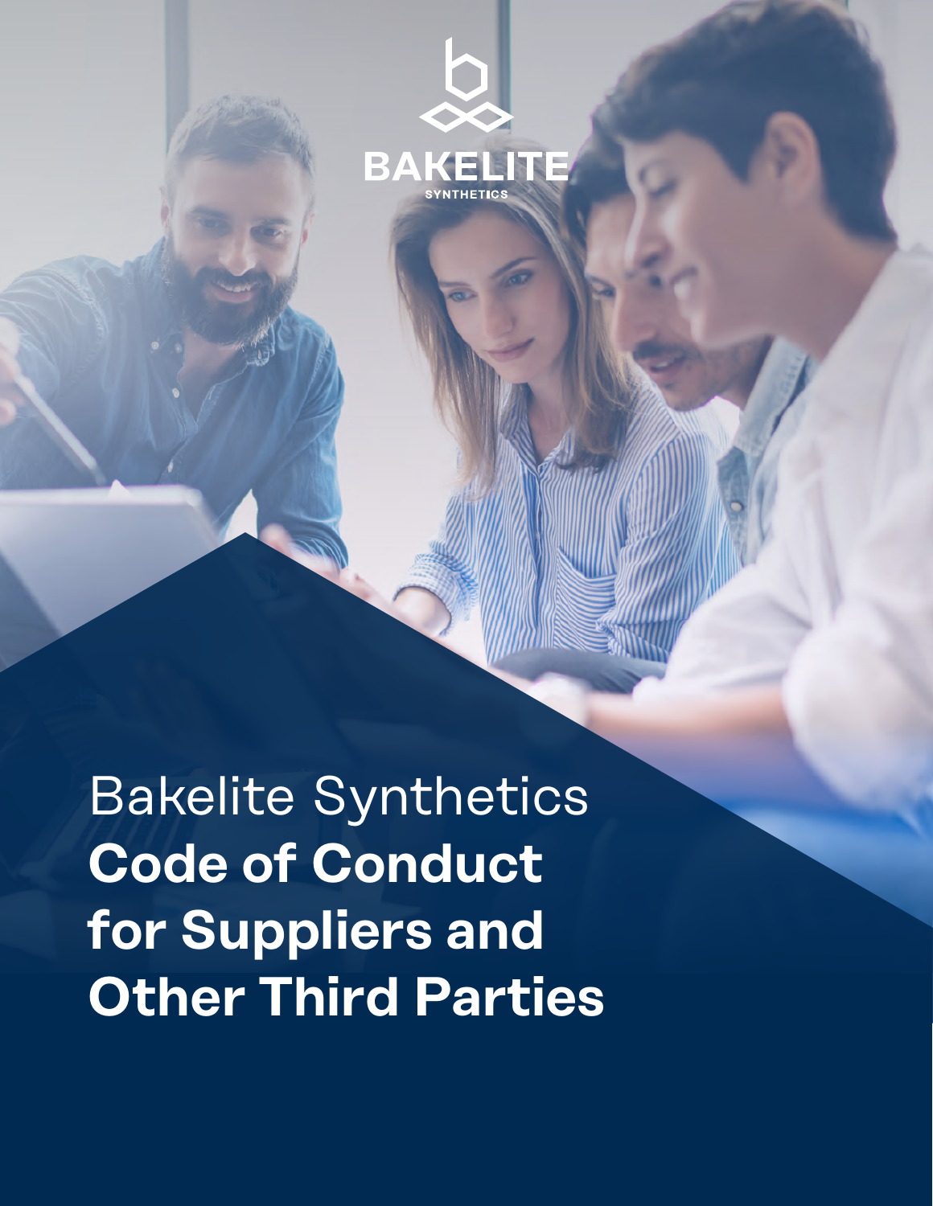BAKELITE

SYNTHETICS

# Bakelite Synthetics **Code of Conduct for Suppliers and Other Third Parties**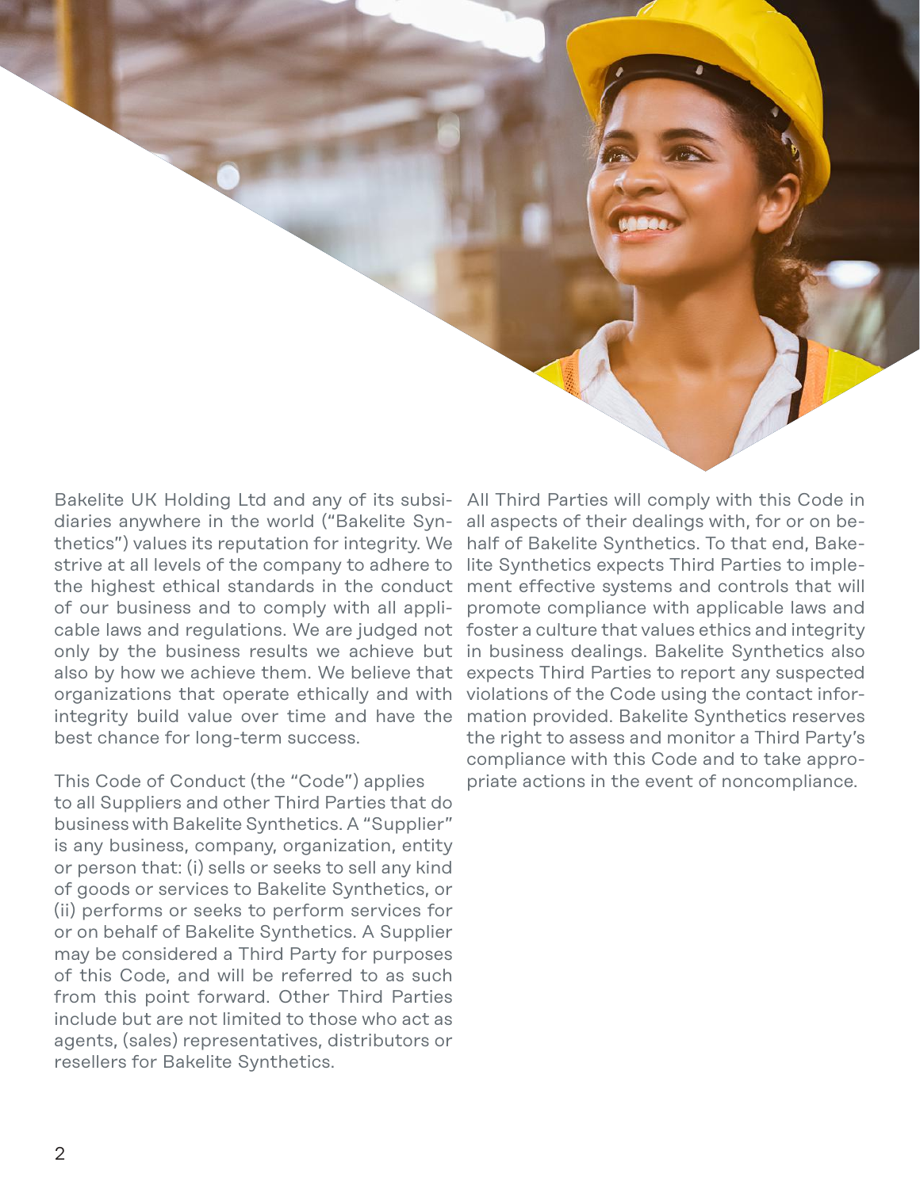Bakelite UK Holding Ltd and any of its subsidiaries anywhere in the world ("Bakelite Synthetics") values its reputation for integrity. We strive at all levels of the company to adhere to the highest ethical standards in the conduct of our business and to comply with all applicable laws and regulations. We are judged not only by the business results we achieve but also by how we achieve them. We believe that organizations that operate ethically and with integrity build value over time and have the best chance for long-term success.

This Code of Conduct (the "Code") applies to all Suppliers and other Third Parties that do business with Bakelite Synthetics. A "Supplier" is any business, company, organization, entity or person that: (i) sells or seeks to sell any kind of goods or services to Bakelite Synthetics, or (ii) performs or seeks to perform services for or on behalf of Bakelite Synthetics. A Supplier may be considered a Third Party for purposes of this Code, and will be referred to as such from this point forward. Other Third Parties include but are not limited to those who act as agents, (sales) representatives, distributors or resellers for Bakelite Synthetics.

All Third Parties will comply with this Code in all aspects of their dealings with, for or on behalf of Bakelite Synthetics. To that end, Bakelite Synthetics expects Third Parties to implement effective systems and controls that will promote compliance with applicable laws and foster a culture that values ethics and integrity in business dealings. Bakelite Synthetics also expects Third Parties to report any suspected violations of the Code using the contact information provided. Bakelite Synthetics reserves the right to assess and monitor a Third Party's compliance with this Code and to take appropriate actions in the event of noncompliance.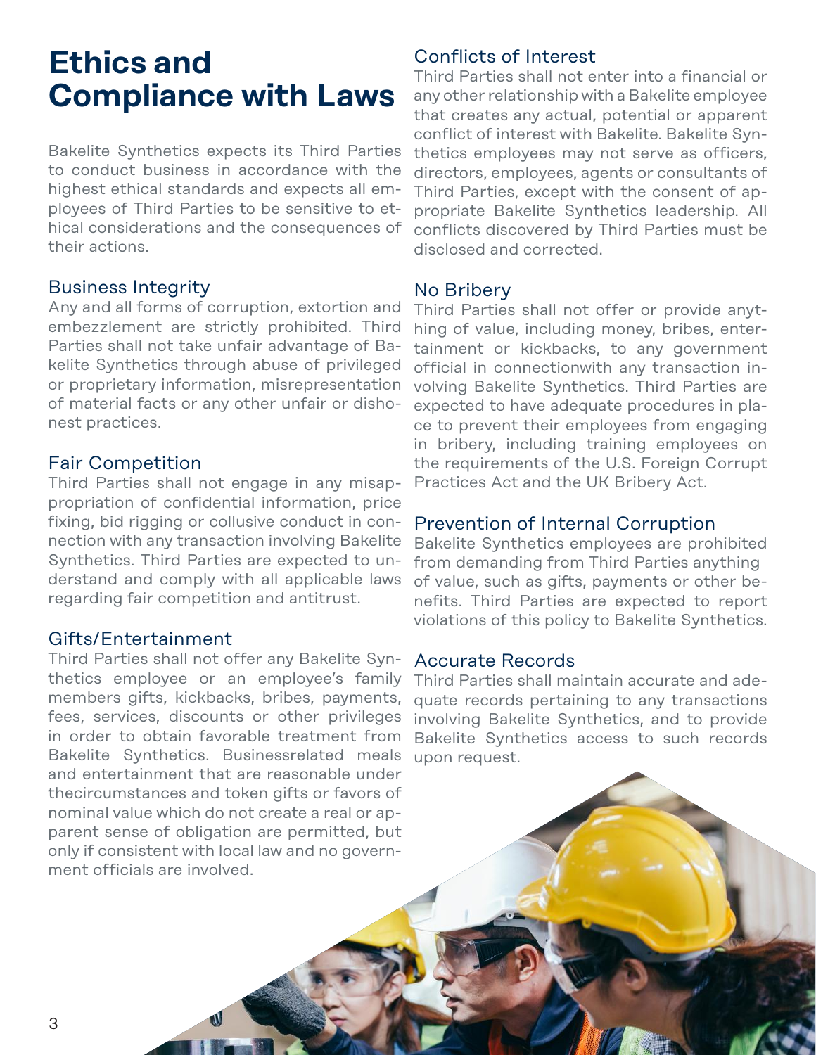# Ethics and Compliance with Laws

Bakelite Synthetics expects its Third Parties to conduct business in accordance with the highest ethical standards and expects all employees of Third Parties to be sensitive to ethical considerations and the consequences of their actions.

## Business Integrity

Any and all forms of corruption, extortion and embezzlement are strictly prohibited. Third Parties shall not take unfair advantage of Bakelite Synthetics through abuse of privileged or proprietary information, misrepresentation of material facts or any other unfair or dishonest practices.

## Fair Competition

Third Parties shall not engage in any misappropriation of confidential information, price fixing, bid rigging or collusive conduct in connection with any transaction involving Bakelite Synthetics. Third Parties are expected to understand and comply with all applicable laws regarding fair competition and antitrust.

## Gifts/Entertainment

Third Parties shall not offer any Bakelite Synthetics employee or an employee's family members gifts, kickbacks, bribes, payments, fees, services, discounts or other privileges in order to obtain favorable treatment from Bakelite Synthetics. Businessrelated meals and entertainment that are reasonable under thecircumstances and token gifts or favors of nominal value which do not create a real or apparent sense of obligation are permitted, but only if consistent with local law and no government officials are involved.

## Conflicts of Interest

Third Parties shall not enter into a financial or any other relationship with a Bakelite employee that creates any actual, potential or apparent conflict of interest with Bakelite. Bakelite Synthetics employees may not serve as officers, directors, employees, agents or consultants of Third Parties, except with the consent of appropriate Bakelite Synthetics leadership. All conflicts discovered by Third Parties must be disclosed and corrected.

## No Bribery

Third Parties shall not offer or provide anything of value, including money, bribes, entertainment or kickbacks, to any government official in connectionwith any transaction involving Bakelite Synthetics. Third Parties are expected to have adequate procedures in place to prevent their employees from engaging in bribery, including training employees on the requirements of the U.S. Foreign Corrupt Practices Act and the UK Bribery Act.

## Prevention of Internal Corruption

Bakelite Synthetics employees are prohibited from demanding from Third Parties anything of value, such as gifts, payments or other benefits. Third Parties are expected to report violations of this policy to Bakelite Synthetics.

## Accurate Records

Third Parties shall maintain accurate and adequate records pertaining to any transactions involving Bakelite Synthetics, and to provide Bakelite Synthetics access to such records upon request.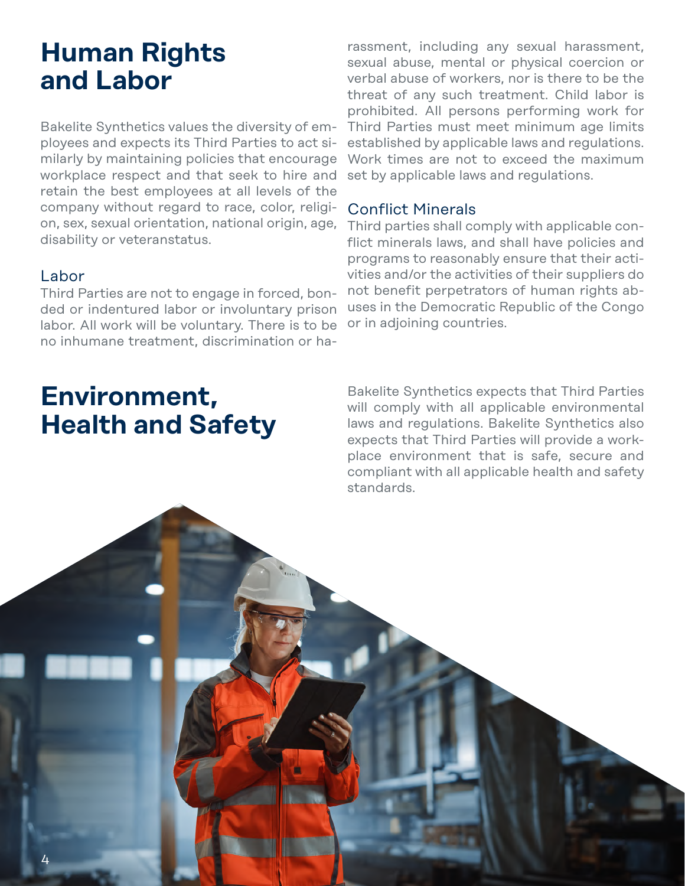# Human Rights and Labor

Bakelite Synthetics values the diversity of employees and expects its Third Parties to act similarly by maintaining policies that encourage workplace respect and that seek to hire and retain the best employees at all levels of the company without regard to race, color, religion, sex, sexual orientation, national origin, age, disability or veteranstatus.

## Labor

Third Parties are not to engage in forced, bonded or indentured labor or involuntary prison labor. All work will be voluntary. There is to be no inhumane treatment, discrimination or harassment, including any sexual harassment, sexual abuse, mental or physical coercion or verbal abuse of workers, nor is there to be the threat of any such treatment. Child labor is prohibited. All persons performing work for Third Parties must meet minimum age limits established by applicable laws and regulations. Work times are not to exceed the maximum set by applicable laws and regulations.

## Conflict Minerals

Third parties shall comply with applicable conflict minerals laws, and shall have policies and programs to reasonably ensure that their activities and/or the activities of their suppliers do not benefit perpetrators of human rights abuses in the Democratic Republic of the Congo or in adjoining countries.

# Environment, Health and Safety

Bakelite Synthetics expects that Third Parties will comply with all applicable environmental laws and regulations. Bakelite Synthetics also expects that Third Parties will provide a workplace environment that is safe, secure and compliant with all applicable health and safety standards.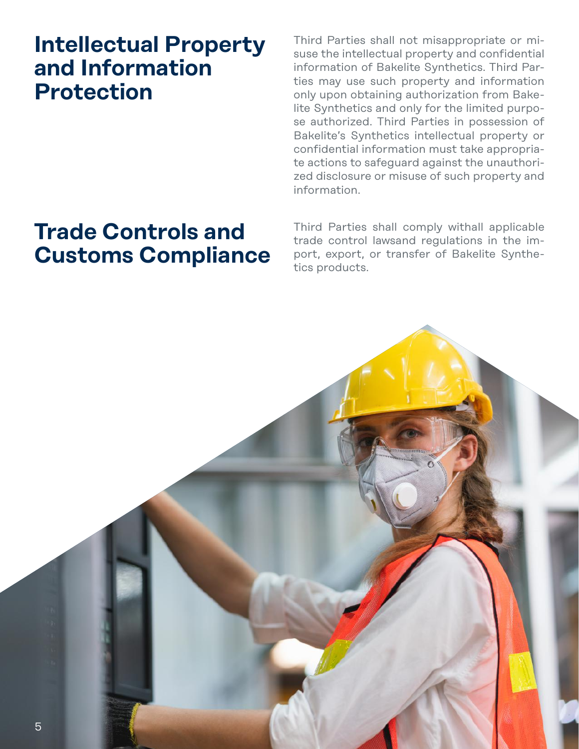## Intellectual Property and Information Protection

Third Parties shall not misappropriate or misuse the intellectual property and confidential information of Bakelite Synthetics. Third Parties may use such property and information only upon obtaining authorization from Bakelite Synthetics and only for the limited purpose authorized. Third Parties in possession of Bakelite's Synthetics intellectual property or confidential information must take appropriate actions to safeguard against the unauthorized disclosure or misuse of such property and information.

## Trade Controls and Customs Compliance

Third Parties shall comply withall applicable trade control lawsand regulations in the import, export, or transfer of Bakelite Synthetics products.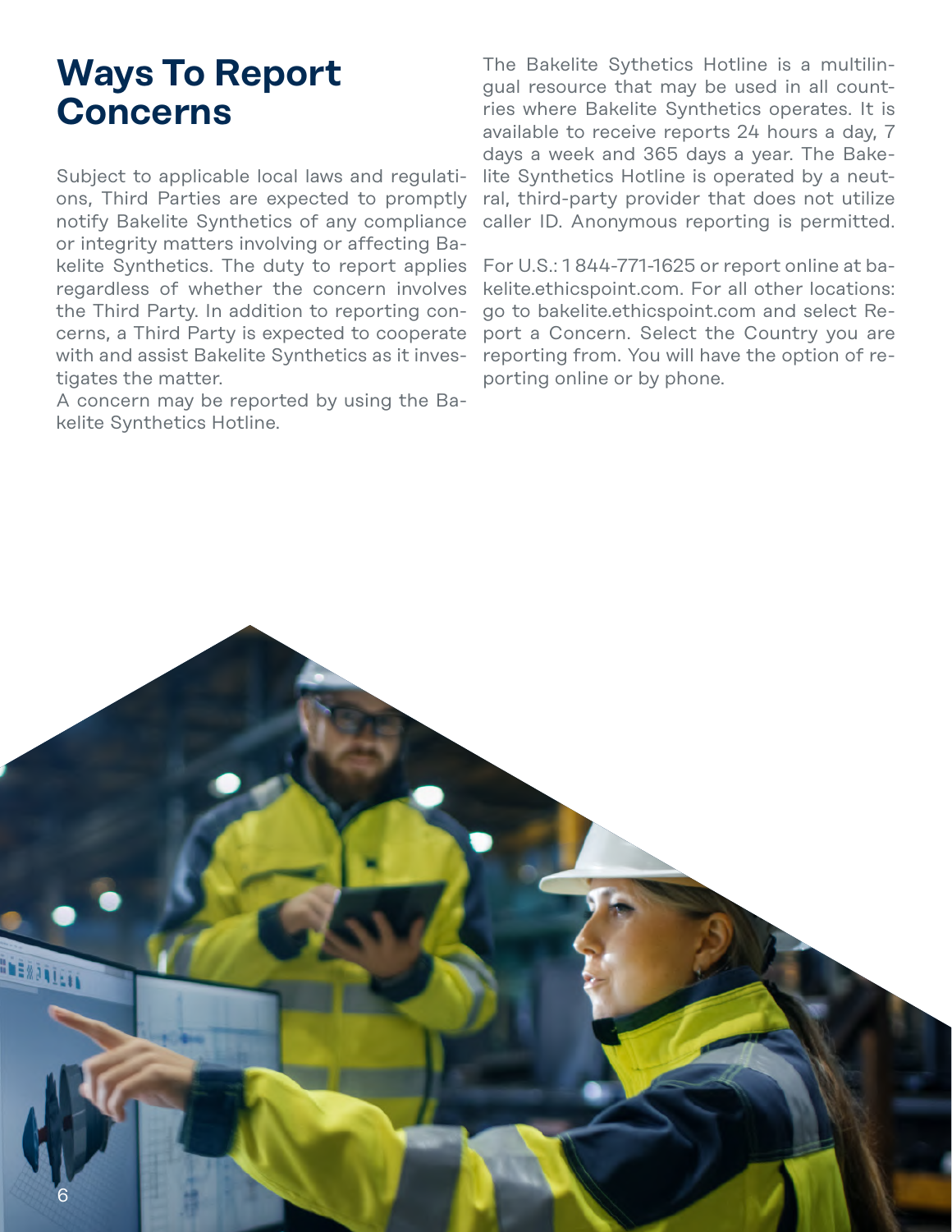# Ways To Report Concerns

Subject to applicable local laws and regulations, Third Parties are expected to promptly notify Bakelite Synthetics of any compliance or integrity matters involving or affecting Bakelite Synthetics. The duty to report applies regardless of whether the concern involves the Third Party. In addition to reporting concerns, a Third Party is expected to cooperate with and assist Bakelite Synthetics as it investigates the matter.

A concern may be reported by using the Bakelite Synthetics Hotline.

The Bakelite Sythetics Hotline is a multilingual resource that may be used in all countries where Bakelite Synthetics operates. It is available to receive reports 24 hours a day, 7 days a week and 365 days a year. The Bakelite Synthetics Hotline is operated by a neutral, third-party provider that does not utilize caller ID. Anonymous reporting is permitted.

For U.S.: 1 844-771-1625 or report online at bakelite.ethicspoint.com. For all other locations: go to bakelite.ethicspoint.com and select Report a Concern. Select the Country you are reporting from. You will have the option of reporting online or by phone.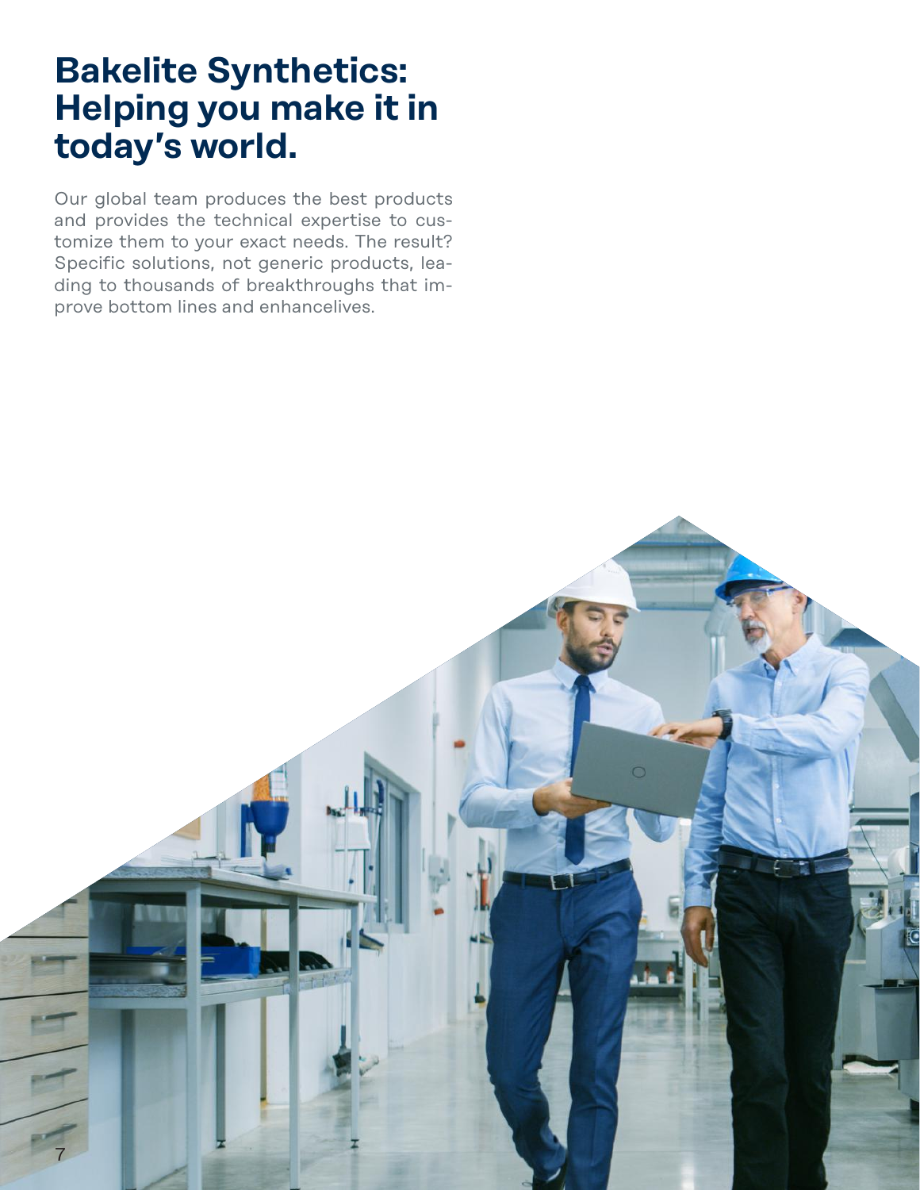# Bakelite Synthetics: Helping you make it in today's world.

Our global team produces the best products and provides the technical expertise to customize them to your exact needs. The result? Specific solutions, not generic products, leading to thousands of breakthroughs that improve bottom lines and enhancelives.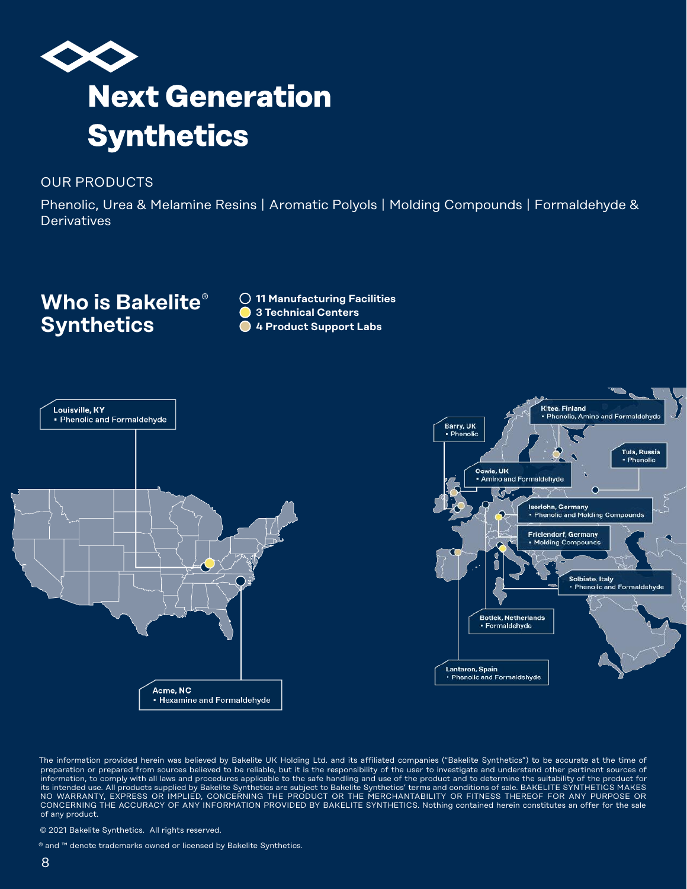# Next Generation Synthetics

OUR PRODUCTS

Phenolic, Urea & Melamine Resins | Aromatic Polyols | Molding Compounds | Formaldehyde & Derivatives

## Who is Bakelite® Synthetics

- **11 Manufacturing Facilities**
- **3 Technical Centers**
- **4 Product Support Labs**

**Louisville, KY**
- Phenolic and Formaldehyde

**Acme, NC**
- Hexamine and Formaldehyde

**Barry, UK**
- Phenolic

**Kitee, Finland**
- Phenolic, Amino and Formaldehyde

**Tula, Russia**
- Phenolic

**Cowie, UK**
- Amino and Formaldehyde

**Iserlohn, Germany**
- Phenolic and Molding Compounds

**Frielendorf, Germany**
- Molding Compounds

**Solbiate, Italy**
- Phenolic and Formaldehyde

**Botlek, Netherlands**
- Formaldehyde

**Lantaron, Spain**
- Phenolic and Formaldehyde

The information provided herein was believed by Bakelite UK Holding Ltd. and its affiliated companies ("Bakelite Synthetics") to be accurate at the time of preparation or prepared from sources believed to be reliable, but it is the responsibility of the user to investigate and understand other pertinent sources of information, to comply with all laws and procedures applicable to the safe handling and use of the product and to determine the suitability of the product for its intended use. All products supplied by Bakelite Synthetics are subject to Bakelite Synthetics' terms and conditions of sale. BAKELITE SYNTHETICS MAKES NO WARRANTY, EXPRESS OR IMPLIED, CONCERNING THE PRODUCT OR THE MERCHANTABILITY OR FITNESS THEREOF FOR ANY PURPOSE OR CONCERNING THE ACCURACY OF ANY INFORMATION PROVIDED BY BAKELITE SYNTHETICS. Nothing contained herein constitutes an offer for the sale of any product.

© 2021 Bakelite Synthetics. All rights reserved.

® and ™ denote trademarks owned or licensed by Bakelite Synthetics.